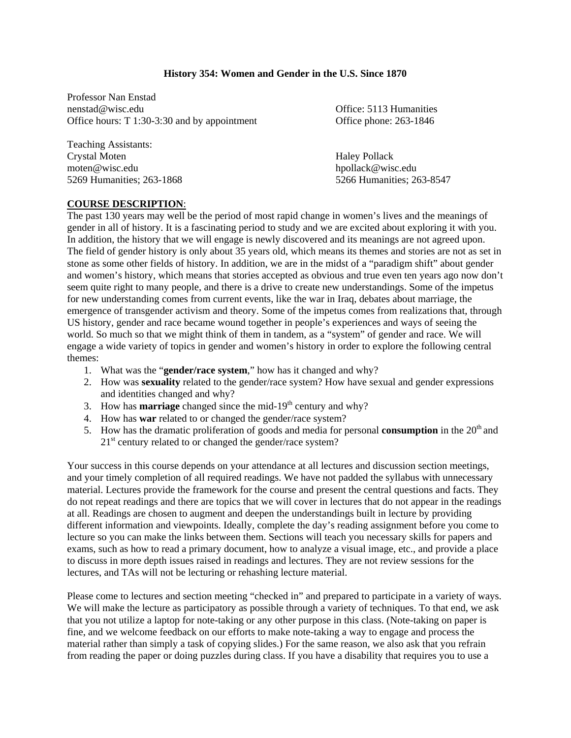# History 354: Women and Gender in the U.S. Since 1870

Professor Nan Enstad
nenstad@wisc.edu
Office hours: T 1:30-3:30 and by appointment

Office: 5113 Humanities
Office phone: 263-1846

Teaching Assistants:

Crystal Moten
moten@wisc.edu
5269 Humanities; 263-1868

Haley Pollack
hpollack@wisc.edu
5266 Humanities; 263-8547

## COURSE DESCRIPTION:

The past 130 years may well be the period of most rapid change in women's lives and the meanings of gender in all of history. It is a fascinating period to study and we are excited about exploring it with you. In addition, the history that we will engage is newly discovered and its meanings are not agreed upon. The field of gender history is only about 35 years old, which means its themes and stories are not as set in stone as some other fields of history. In addition, we are in the midst of a "paradigm shift" about gender and women's history, which means that stories accepted as obvious and true even ten years ago now don't seem quite right to many people, and there is a drive to create new understandings. Some of the impetus for new understanding comes from current events, like the war in Iraq, debates about marriage, the emergence of transgender activism and theory. Some of the impetus comes from realizations that, through US history, gender and race became wound together in people's experiences and ways of seeing the world. So much so that we might think of them in tandem, as a "system" of gender and race. We will engage a wide variety of topics in gender and women's history in order to explore the following central themes:

1. What was the "**gender/race system**," how has it changed and why?
2. How was **sexuality** related to the gender/race system? How have sexual and gender expressions and identities changed and why?
3. How has **marriage** changed since the mid-19th century and why?
4. How has **war** related to or changed the gender/race system?
5. How has the dramatic proliferation of goods and media for personal **consumption** in the 20th and 21st century related to or changed the gender/race system?

Your success in this course depends on your attendance at all lectures and discussion section meetings, and your timely completion of all required readings. We have not padded the syllabus with unnecessary material. Lectures provide the framework for the course and present the central questions and facts. They do not repeat readings and there are topics that we will cover in lectures that do not appear in the readings at all. Readings are chosen to augment and deepen the understandings built in lecture by providing different information and viewpoints. Ideally, complete the day's reading assignment before you come to lecture so you can make the links between them. Sections will teach you necessary skills for papers and exams, such as how to read a primary document, how to analyze a visual image, etc., and provide a place to discuss in more depth issues raised in readings and lectures. They are not review sessions for the lectures, and TAs will not be lecturing or rehashing lecture material.

Please come to lectures and section meeting "checked in" and prepared to participate in a variety of ways. We will make the lecture as participatory as possible through a variety of techniques. To that end, we ask that you not utilize a laptop for note-taking or any other purpose in this class. (Note-taking on paper is fine, and we welcome feedback on our efforts to make note-taking a way to engage and process the material rather than simply a task of copying slides.) For the same reason, we also ask that you refrain from reading the paper or doing puzzles during class. If you have a disability that requires you to use a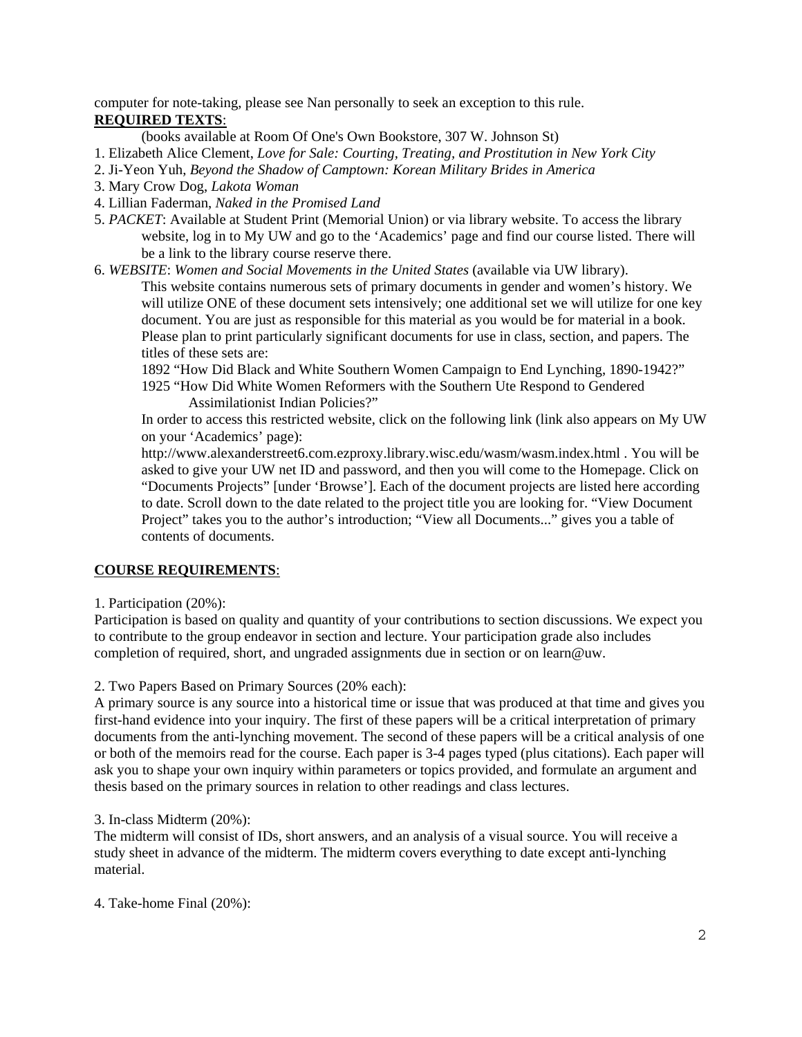computer for note-taking, please see Nan personally to seek an exception to this rule.

**REQUIRED TEXTS**:

(books available at Room Of One's Own Bookstore, 307 W. Johnson St)

1. Elizabeth Alice Clement, *Love for Sale: Courting, Treating, and Prostitution in New York City*
2. Ji-Yeon Yuh, *Beyond the Shadow of Camptown: Korean Military Brides in America*
3. Mary Crow Dog, *Lakota Woman*
4. Lillian Faderman, *Naked in the Promised Land*
5. *PACKET*: Available at Student Print (Memorial Union) or via library website. To access the library website, log in to My UW and go to the 'Academics' page and find our course listed. There will be a link to the library course reserve there.
6. *WEBSITE*: *Women and Social Movements in the United States* (available via UW library).

   This website contains numerous sets of primary documents in gender and women's history. We will utilize ONE of these document sets intensively; one additional set we will utilize for one key document. You are just as responsible for this material as you would be for material in a book. Please plan to print particularly significant documents for use in class, section, and papers. The titles of these sets are:

   1892 "How Did Black and White Southern Women Campaign to End Lynching, 1890-1942?"

   1925 "How Did White Women Reformers with the Southern Ute Respond to Gendered Assimilationist Indian Policies?"

   In order to access this restricted website, click on the following link (link also appears on My UW on your 'Academics' page):

   http://www.alexanderstreet6.com.ezproxy.library.wisc.edu/wasm/wasm.index.html . You will be asked to give your UW net ID and password, and then you will come to the Homepage. Click on "Documents Projects" [under 'Browse']. Each of the document projects are listed here according to date. Scroll down to the date related to the project title you are looking for. "View Document Project" takes you to the author's introduction; "View all Documents..." gives you a table of contents of documents.

**COURSE REQUIREMENTS**:

1. Participation (20%):

Participation is based on quality and quantity of your contributions to section discussions. We expect you to contribute to the group endeavor in section and lecture. Your participation grade also includes completion of required, short, and ungraded assignments due in section or on learn@uw.

2. Two Papers Based on Primary Sources (20% each):

A primary source is any source into a historical time or issue that was produced at that time and gives you first-hand evidence into your inquiry. The first of these papers will be a critical interpretation of primary documents from the anti-lynching movement. The second of these papers will be a critical analysis of one or both of the memoirs read for the course. Each paper is 3-4 pages typed (plus citations). Each paper will ask you to shape your own inquiry within parameters or topics provided, and formulate an argument and thesis based on the primary sources in relation to other readings and class lectures.

3. In-class Midterm (20%):

The midterm will consist of IDs, short answers, and an analysis of a visual source. You will receive a study sheet in advance of the midterm. The midterm covers everything to date except anti-lynching material.

4. Take-home Final (20%):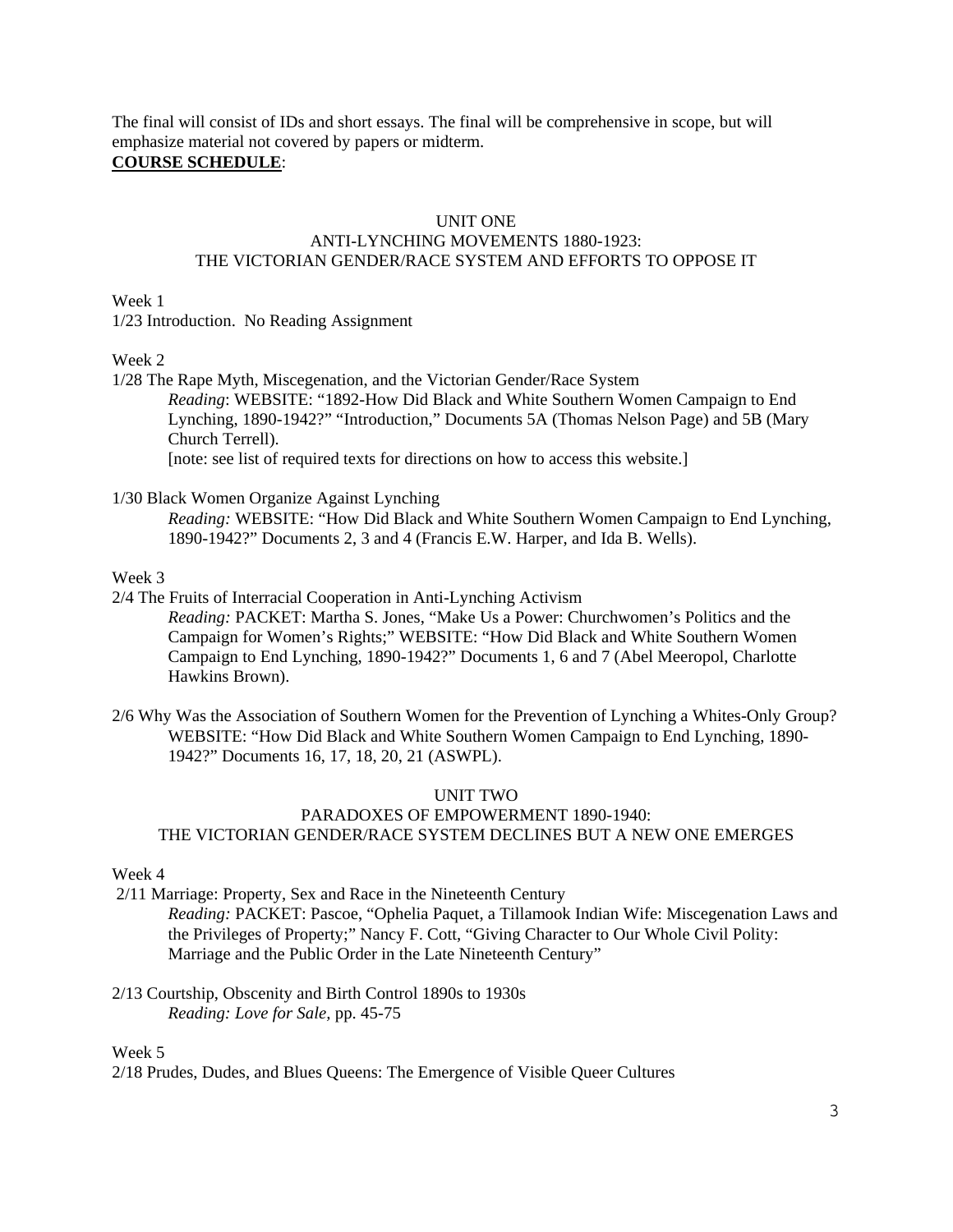The final will consist of IDs and short essays. The final will be comprehensive in scope, but will emphasize material not covered by papers or midterm.

**COURSE SCHEDULE**:

## UNIT ONE
### ANTI-LYNCHING MOVEMENTS 1880-1923: THE VICTORIAN GENDER/RACE SYSTEM AND EFFORTS TO OPPOSE IT

Week 1

1/23 Introduction. No Reading Assignment

Week 2

1/28 The Rape Myth, Miscegenation, and the Victorian Gender/Race System

*Reading*: WEBSITE: "1892-How Did Black and White Southern Women Campaign to End Lynching, 1890-1942?" "Introduction," Documents 5A (Thomas Nelson Page) and 5B (Mary Church Terrell).
[note: see list of required texts for directions on how to access this website.]

1/30 Black Women Organize Against Lynching

*Reading:* WEBSITE: "How Did Black and White Southern Women Campaign to End Lynching, 1890-1942?" Documents 2, 3 and 4 (Francis E.W. Harper, and Ida B. Wells).

Week 3

2/4 The Fruits of Interracial Cooperation in Anti-Lynching Activism

*Reading:* PACKET: Martha S. Jones, "Make Us a Power: Churchwomen's Politics and the Campaign for Women's Rights;" WEBSITE: "How Did Black and White Southern Women Campaign to End Lynching, 1890-1942?" Documents 1, 6 and 7 (Abel Meeropol, Charlotte Hawkins Brown).

2/6 Why Was the Association of Southern Women for the Prevention of Lynching a Whites-Only Group?

WEBSITE: "How Did Black and White Southern Women Campaign to End Lynching, 1890-1942?" Documents 16, 17, 18, 20, 21 (ASWPL).

## UNIT TWO
### PARADOXES OF EMPOWERMENT 1890-1940: THE VICTORIAN GENDER/RACE SYSTEM DECLINES BUT A NEW ONE EMERGES

Week 4

2/11 Marriage: Property, Sex and Race in the Nineteenth Century

*Reading:* PACKET: Pascoe, "Ophelia Paquet, a Tillamook Indian Wife: Miscegenation Laws and the Privileges of Property;" Nancy F. Cott, "Giving Character to Our Whole Civil Polity: Marriage and the Public Order in the Late Nineteenth Century"

2/13 Courtship, Obscenity and Birth Control 1890s to 1930s

*Reading: Love for Sale,* pp. 45-75

Week 5

2/18 Prudes, Dudes, and Blues Queens: The Emergence of Visible Queer Cultures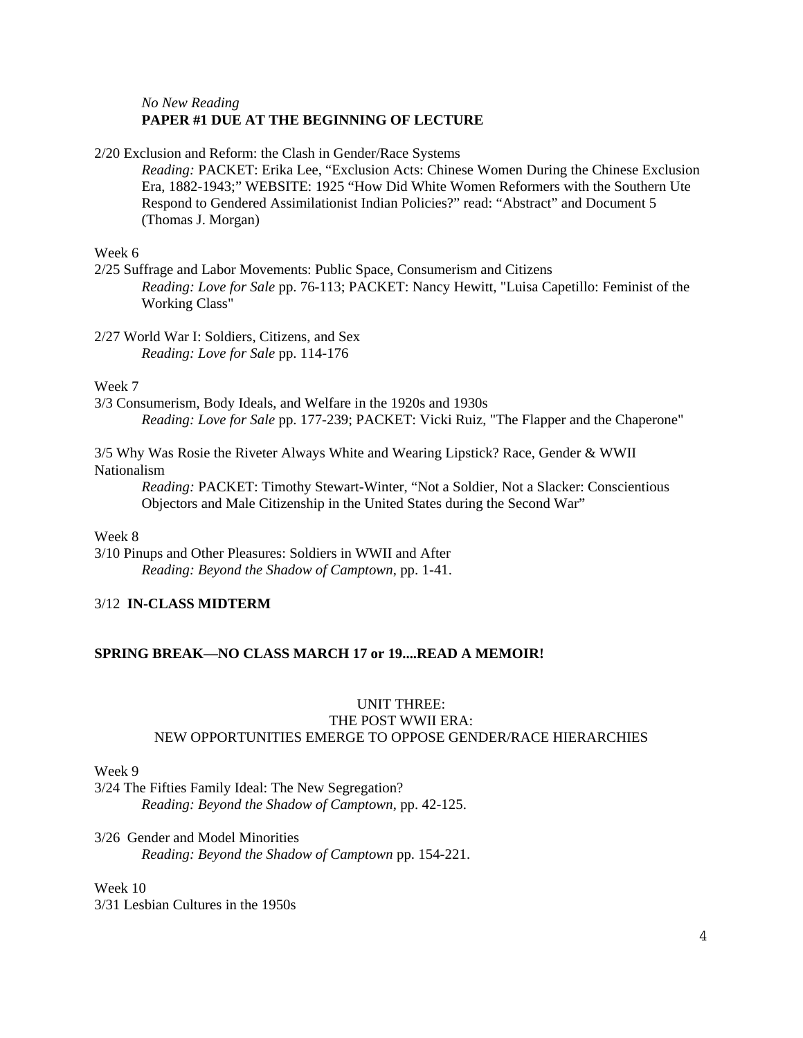*No New Reading*
**PAPER #1 DUE AT THE BEGINNING OF LECTURE**

2/20 Exclusion and Reform: the Clash in Gender/Race Systems
*Reading:* PACKET: Erika Lee, "Exclusion Acts: Chinese Women During the Chinese Exclusion Era, 1882-1943;" WEBSITE: 1925 "How Did White Women Reformers with the Southern Ute Respond to Gendered Assimilationist Indian Policies?" read: "Abstract" and Document 5 (Thomas J. Morgan)

Week 6

2/25 Suffrage and Labor Movements: Public Space, Consumerism and Citizens
*Reading: Love for Sale* pp. 76-113; PACKET: Nancy Hewitt, "Luisa Capetillo: Feminist of the Working Class"

2/27 World War I: Soldiers, Citizens, and Sex
*Reading: Love for Sale* pp. 114-176

Week 7

3/3 Consumerism, Body Ideals, and Welfare in the 1920s and 1930s
*Reading: Love for Sale* pp. 177-239; PACKET: Vicki Ruiz, "The Flapper and the Chaperone"

3/5 Why Was Rosie the Riveter Always White and Wearing Lipstick? Race, Gender & WWII Nationalism
*Reading:* PACKET: Timothy Stewart-Winter, "Not a Soldier, Not a Slacker: Conscientious Objectors and Male Citizenship in the United States during the Second War"

Week 8

3/10 Pinups and Other Pleasures: Soldiers in WWII and After
*Reading: Beyond the Shadow of Camptown*, pp. 1-41.

3/12 **IN-CLASS MIDTERM**

**SPRING BREAK—NO CLASS MARCH 17 or 19....READ A MEMOIR!**

## UNIT THREE:
## THE POST WWII ERA:
## NEW OPPORTUNITIES EMERGE TO OPPOSE GENDER/RACE HIERARCHIES

Week 9

3/24 The Fifties Family Ideal: The New Segregation?
*Reading: Beyond the Shadow of Camptown*, pp. 42-125.

3/26 Gender and Model Minorities
*Reading: Beyond the Shadow of Camptown* pp. 154-221.

Week 10

3/31 Lesbian Cultures in the 1950s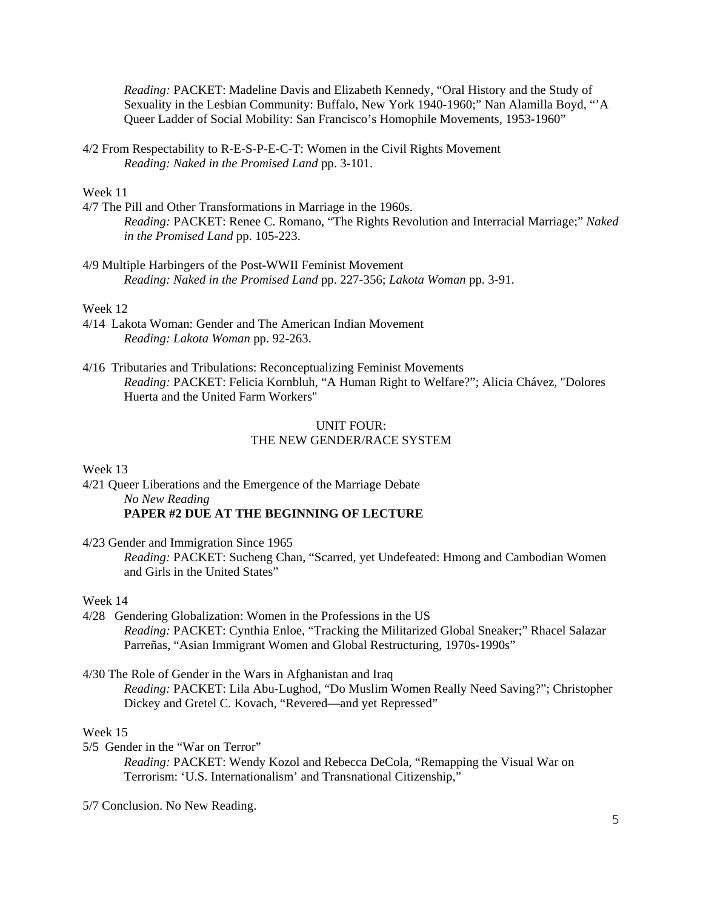*Reading:* PACKET: Madeline Davis and Elizabeth Kennedy, "Oral History and the Study of Sexuality in the Lesbian Community: Buffalo, New York 1940-1960;" Nan Alamilla Boyd, "'A Queer Ladder of Social Mobility: San Francisco's Homophile Movements, 1953-1960"

4/2 From Respectability to R-E-S-P-E-C-T: Women in the Civil Rights Movement
*Reading: Naked in the Promised Land* pp. 3-101.

Week 11

4/7 The Pill and Other Transformations in Marriage in the 1960s.
*Reading:* PACKET: Renee C. Romano, "The Rights Revolution and Interracial Marriage;" *Naked in the Promised Land* pp. 105-223.

4/9 Multiple Harbingers of the Post-WWII Feminist Movement
*Reading: Naked in the Promised Land* pp. 227-356; *Lakota Woman* pp. 3-91.

Week 12

4/14 Lakota Woman: Gender and The American Indian Movement
*Reading: Lakota Woman* pp. 92-263.

4/16 Tributaries and Tribulations: Reconceptualizing Feminist Movements
*Reading:* PACKET: Felicia Kornbluh, "A Human Right to Welfare?"; Alicia Chávez, "Dolores Huerta and the United Farm Workers"

## UNIT FOUR: THE NEW GENDER/RACE SYSTEM

Week 13

4/21 Queer Liberations and the Emergence of the Marriage Debate
*No New Reading*
**PAPER #2 DUE AT THE BEGINNING OF LECTURE**

4/23 Gender and Immigration Since 1965
*Reading:* PACKET: Sucheng Chan, "Scarred, yet Undefeated: Hmong and Cambodian Women and Girls in the United States"

Week 14

4/28 Gendering Globalization: Women in the Professions in the US
*Reading:* PACKET: Cynthia Enloe, "Tracking the Militarized Global Sneaker;" Rhacel Salazar Parreñas, "Asian Immigrant Women and Global Restructuring, 1970s-1990s"

4/30 The Role of Gender in the Wars in Afghanistan and Iraq
*Reading:* PACKET: Lila Abu-Lughod, "Do Muslim Women Really Need Saving?"; Christopher Dickey and Gretel C. Kovach, "Revered—and yet Repressed"

Week 15

5/5 Gender in the "War on Terror"
*Reading:* PACKET: Wendy Kozol and Rebecca DeCola, "Remapping the Visual War on Terrorism: 'U.S. Internationalism' and Transnational Citizenship,"

5/7 Conclusion. No New Reading.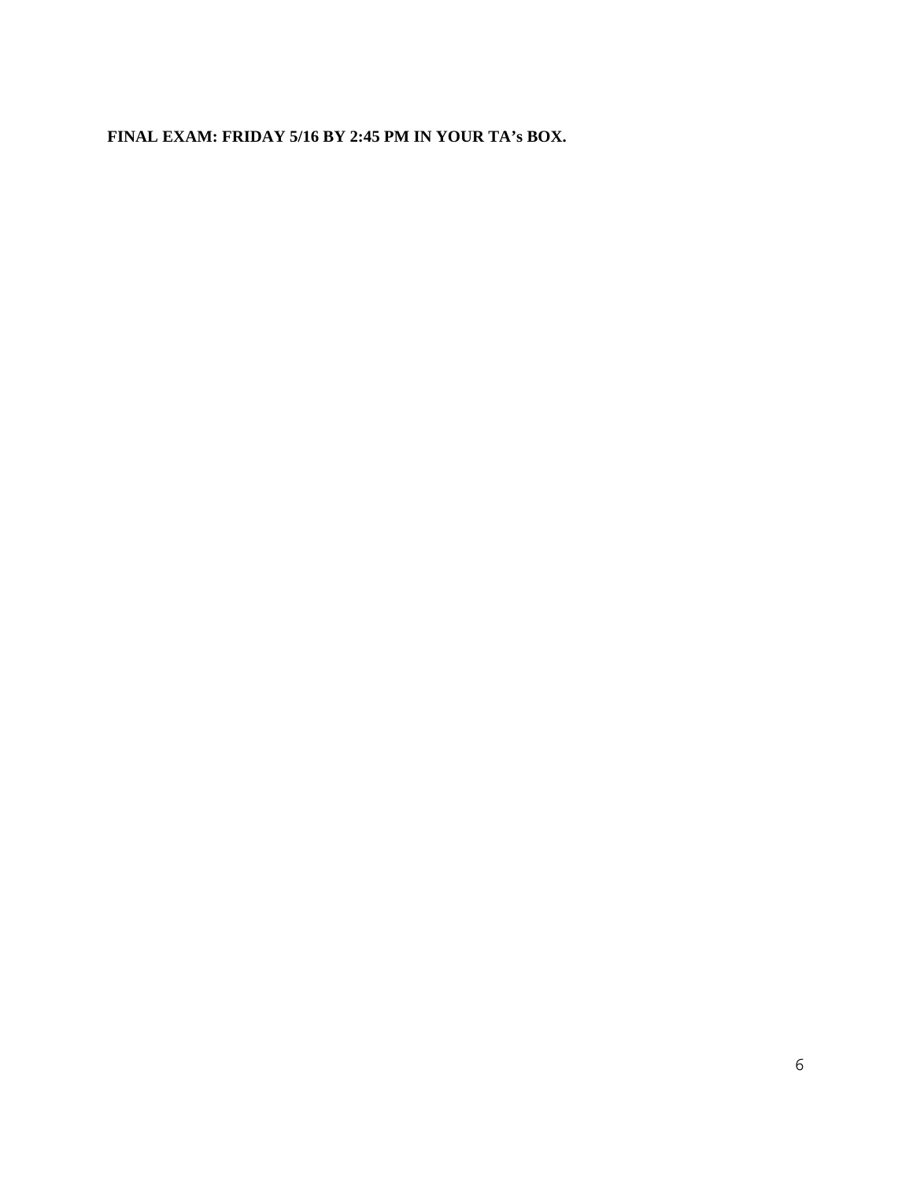**FINAL EXAM: FRIDAY 5/16 BY 2:45 PM IN YOUR TA's BOX.**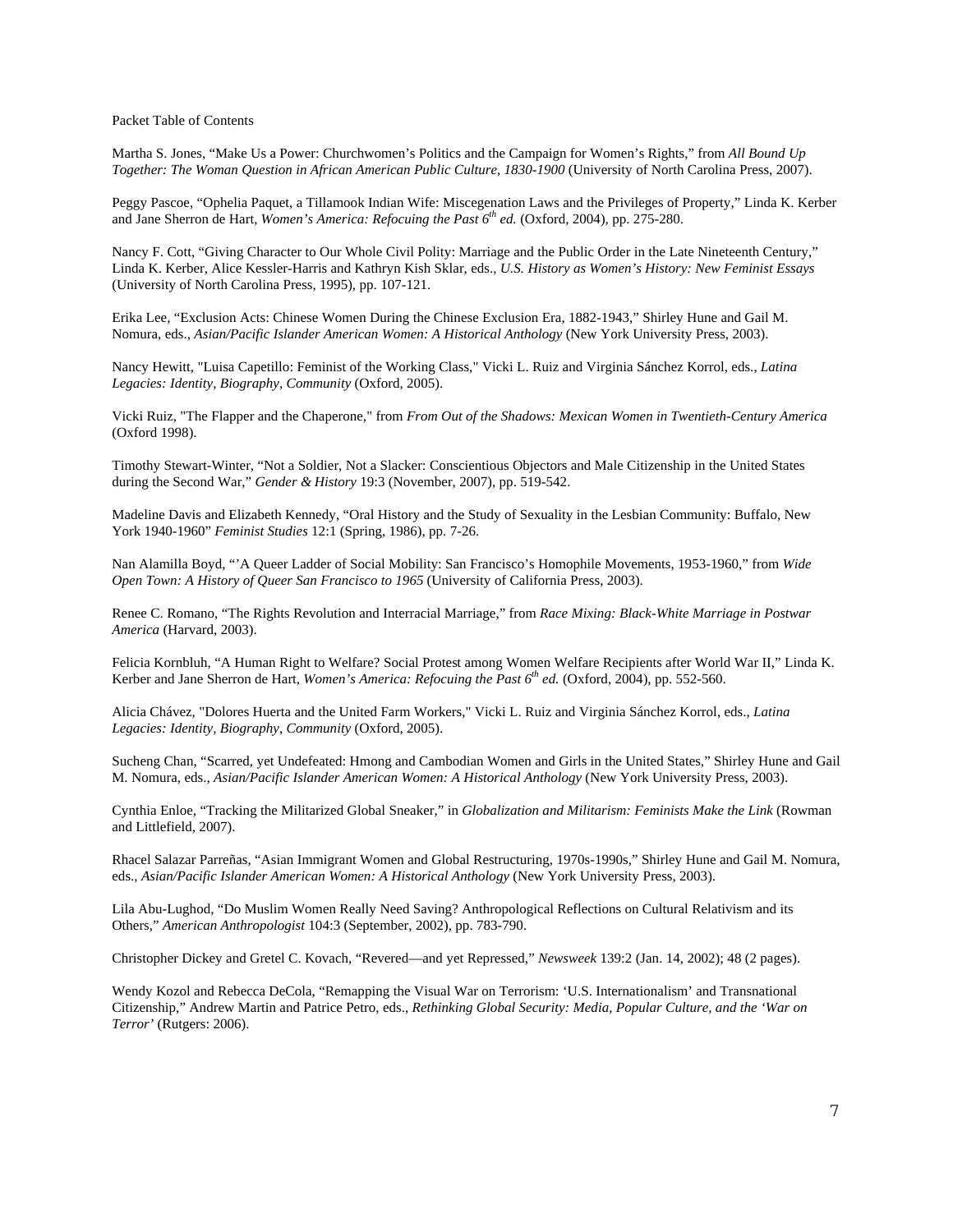Packet Table of Contents

Martha S. Jones, "Make Us a Power: Churchwomen's Politics and the Campaign for Women's Rights," from *All Bound Up Together: The Woman Question in African American Public Culture, 1830-1900* (University of North Carolina Press, 2007).

Peggy Pascoe, "Ophelia Paquet, a Tillamook Indian Wife: Miscegenation Laws and the Privileges of Property," Linda K. Kerber and Jane Sherron de Hart, *Women's America: Refocuing the Past 6th ed.* (Oxford, 2004), pp. 275-280.

Nancy F. Cott, "Giving Character to Our Whole Civil Polity: Marriage and the Public Order in the Late Nineteenth Century," Linda K. Kerber, Alice Kessler-Harris and Kathryn Kish Sklar, eds., *U.S. History as Women's History: New Feminist Essays* (University of North Carolina Press, 1995), pp. 107-121.

Erika Lee, "Exclusion Acts: Chinese Women During the Chinese Exclusion Era, 1882-1943," Shirley Hune and Gail M. Nomura, eds., *Asian/Pacific Islander American Women: A Historical Anthology* (New York University Press, 2003).

Nancy Hewitt, "Luisa Capetillo: Feminist of the Working Class," Vicki L. Ruiz and Virginia Sánchez Korrol, eds., *Latina Legacies: Identity, Biography, Community* (Oxford, 2005).

Vicki Ruiz, "The Flapper and the Chaperone," from *From Out of the Shadows: Mexican Women in Twentieth-Century America* (Oxford 1998).

Timothy Stewart-Winter, "Not a Soldier, Not a Slacker: Conscientious Objectors and Male Citizenship in the United States during the Second War," *Gender & History* 19:3 (November, 2007), pp. 519-542.

Madeline Davis and Elizabeth Kennedy, "Oral History and the Study of Sexuality in the Lesbian Community: Buffalo, New York 1940-1960" *Feminist Studies* 12:1 (Spring, 1986), pp. 7-26.

Nan Alamilla Boyd, "'A Queer Ladder of Social Mobility: San Francisco's Homophile Movements, 1953-1960," from *Wide Open Town: A History of Queer San Francisco to 1965* (University of California Press, 2003).

Renee C. Romano, "The Rights Revolution and Interracial Marriage," from *Race Mixing: Black-White Marriage in Postwar America* (Harvard, 2003).

Felicia Kornbluh, "A Human Right to Welfare? Social Protest among Women Welfare Recipients after World War II," Linda K. Kerber and Jane Sherron de Hart, *Women's America: Refocuing the Past 6th ed.* (Oxford, 2004), pp. 552-560.

Alicia Chávez, "Dolores Huerta and the United Farm Workers," Vicki L. Ruiz and Virginia Sánchez Korrol, eds., *Latina Legacies: Identity, Biography, Community* (Oxford, 2005).

Sucheng Chan, "Scarred, yet Undefeated: Hmong and Cambodian Women and Girls in the United States," Shirley Hune and Gail M. Nomura, eds., *Asian/Pacific Islander American Women: A Historical Anthology* (New York University Press, 2003).

Cynthia Enloe, "Tracking the Militarized Global Sneaker," in *Globalization and Militarism: Feminists Make the Link* (Rowman and Littlefield, 2007).

Rhacel Salazar Parreñas, "Asian Immigrant Women and Global Restructuring, 1970s-1990s," Shirley Hune and Gail M. Nomura, eds., *Asian/Pacific Islander American Women: A Historical Anthology* (New York University Press, 2003).

Lila Abu-Lughod, "Do Muslim Women Really Need Saving? Anthropological Reflections on Cultural Relativism and its Others," *American Anthropologist* 104:3 (September, 2002), pp. 783-790.

Christopher Dickey and Gretel C. Kovach, "Revered—and yet Repressed," *Newsweek* 139:2 (Jan. 14, 2002); 48 (2 pages).

Wendy Kozol and Rebecca DeCola, "Remapping the Visual War on Terrorism: 'U.S. Internationalism' and Transnational Citizenship," Andrew Martin and Patrice Petro, eds., *Rethinking Global Security: Media, Popular Culture, and the 'War on Terror'* (Rutgers: 2006).